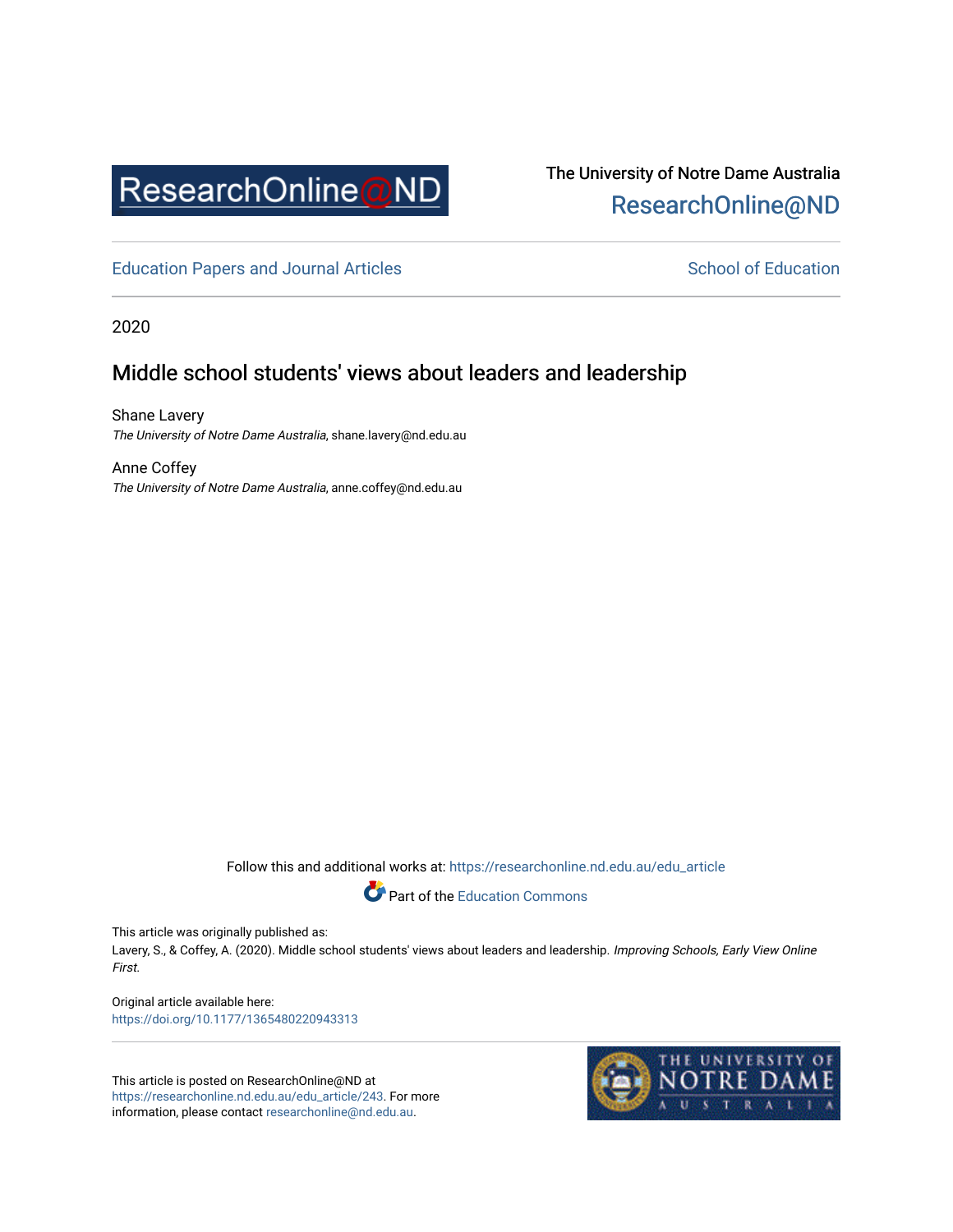ResearchOnline@ND

The University of Notre Dame Australia
ResearchOnline@ND

Education Papers and Journal Articles | School of Education

2020

# Middle school students' views about leaders and leadership

Shane Lavery
*The University of Notre Dame Australia*, shane.lavery@nd.edu.au

Anne Coffey
*The University of Notre Dame Australia*, anne.coffey@nd.edu.au

Follow this and additional works at: https://researchonline.nd.edu.au/edu_article

Part of the Education Commons

This article was originally published as:
Lavery, S., & Coffey, A. (2020). Middle school students' views about leaders and leadership. *Improving Schools, Early View Online First*.

Original article available here:
https://doi.org/10.1177/1365480220943313

This article is posted on ResearchOnline@ND at https://researchonline.nd.edu.au/edu_article/243. For more information, please contact researchonline@nd.edu.au.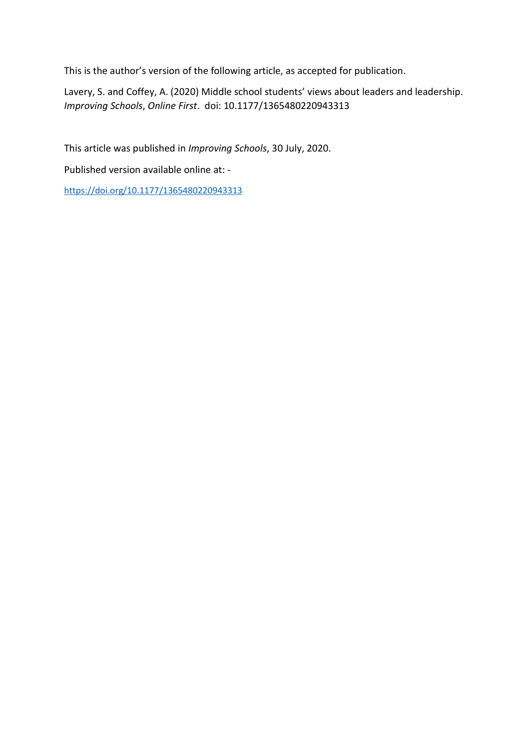This is the author's version of the following article, as accepted for publication.

Lavery, S. and Coffey, A. (2020) Middle school students' views about leaders and leadership. *Improving Schools*, *Online First*. doi: 10.1177/1365480220943313

This article was published in *Improving Schools*, 30 July, 2020.

Published version available online at: -

https://doi.org/10.1177/1365480220943313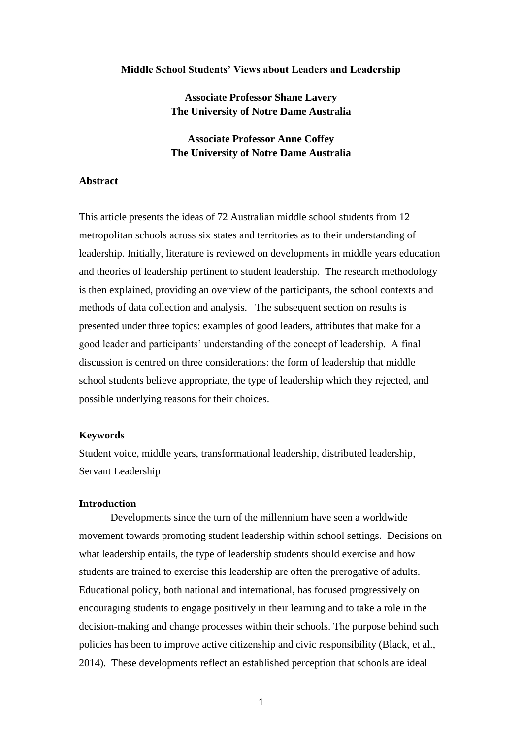**Middle School Students' Views about Leaders and Leadership**

**Associate Professor Shane Lavery**
**The University of Notre Dame Australia**

**Associate Professor Anne Coffey**
**The University of Notre Dame Australia**

**Abstract**

This article presents the ideas of 72 Australian middle school students from 12 metropolitan schools across six states and territories as to their understanding of leadership. Initially, literature is reviewed on developments in middle years education and theories of leadership pertinent to student leadership. The research methodology is then explained, providing an overview of the participants, the school contexts and methods of data collection and analysis. The subsequent section on results is presented under three topics: examples of good leaders, attributes that make for a good leader and participants' understanding of the concept of leadership. A final discussion is centred on three considerations: the form of leadership that middle school students believe appropriate, the type of leadership which they rejected, and possible underlying reasons for their choices.

**Keywords**

Student voice, middle years, transformational leadership, distributed leadership, Servant Leadership

**Introduction**

Developments since the turn of the millennium have seen a worldwide movement towards promoting student leadership within school settings. Decisions on what leadership entails, the type of leadership students should exercise and how students are trained to exercise this leadership are often the prerogative of adults. Educational policy, both national and international, has focused progressively on encouraging students to engage positively in their learning and to take a role in the decision-making and change processes within their schools. The purpose behind such policies has been to improve active citizenship and civic responsibility (Black, et al., 2014). These developments reflect an established perception that schools are ideal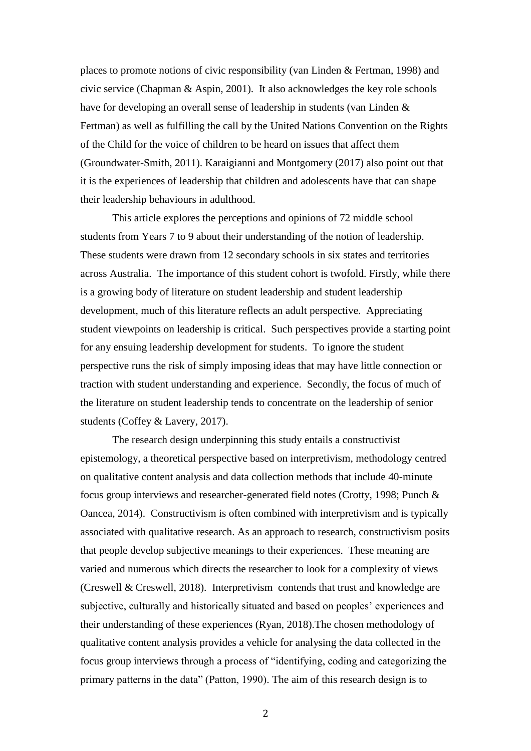places to promote notions of civic responsibility (van Linden & Fertman, 1998) and civic service (Chapman & Aspin, 2001). It also acknowledges the key role schools have for developing an overall sense of leadership in students (van Linden & Fertman) as well as fulfilling the call by the United Nations Convention on the Rights of the Child for the voice of children to be heard on issues that affect them (Groundwater-Smith, 2011). Karaigianni and Montgomery (2017) also point out that it is the experiences of leadership that children and adolescents have that can shape their leadership behaviours in adulthood.

This article explores the perceptions and opinions of 72 middle school students from Years 7 to 9 about their understanding of the notion of leadership. These students were drawn from 12 secondary schools in six states and territories across Australia. The importance of this student cohort is twofold. Firstly, while there is a growing body of literature on student leadership and student leadership development, much of this literature reflects an adult perspective. Appreciating student viewpoints on leadership is critical. Such perspectives provide a starting point for any ensuing leadership development for students. To ignore the student perspective runs the risk of simply imposing ideas that may have little connection or traction with student understanding and experience. Secondly, the focus of much of the literature on student leadership tends to concentrate on the leadership of senior students (Coffey & Lavery, 2017).

The research design underpinning this study entails a constructivist epistemology, a theoretical perspective based on interpretivism, methodology centred on qualitative content analysis and data collection methods that include 40-minute focus group interviews and researcher-generated field notes (Crotty, 1998; Punch & Oancea, 2014). Constructivism is often combined with interpretivism and is typically associated with qualitative research. As an approach to research, constructivism posits that people develop subjective meanings to their experiences. These meaning are varied and numerous which directs the researcher to look for a complexity of views (Creswell & Creswell, 2018). Interpretivism contends that trust and knowledge are subjective, culturally and historically situated and based on peoples' experiences and their understanding of these experiences (Ryan, 2018).The chosen methodology of qualitative content analysis provides a vehicle for analysing the data collected in the focus group interviews through a process of "identifying, coding and categorizing the primary patterns in the data" (Patton, 1990). The aim of this research design is to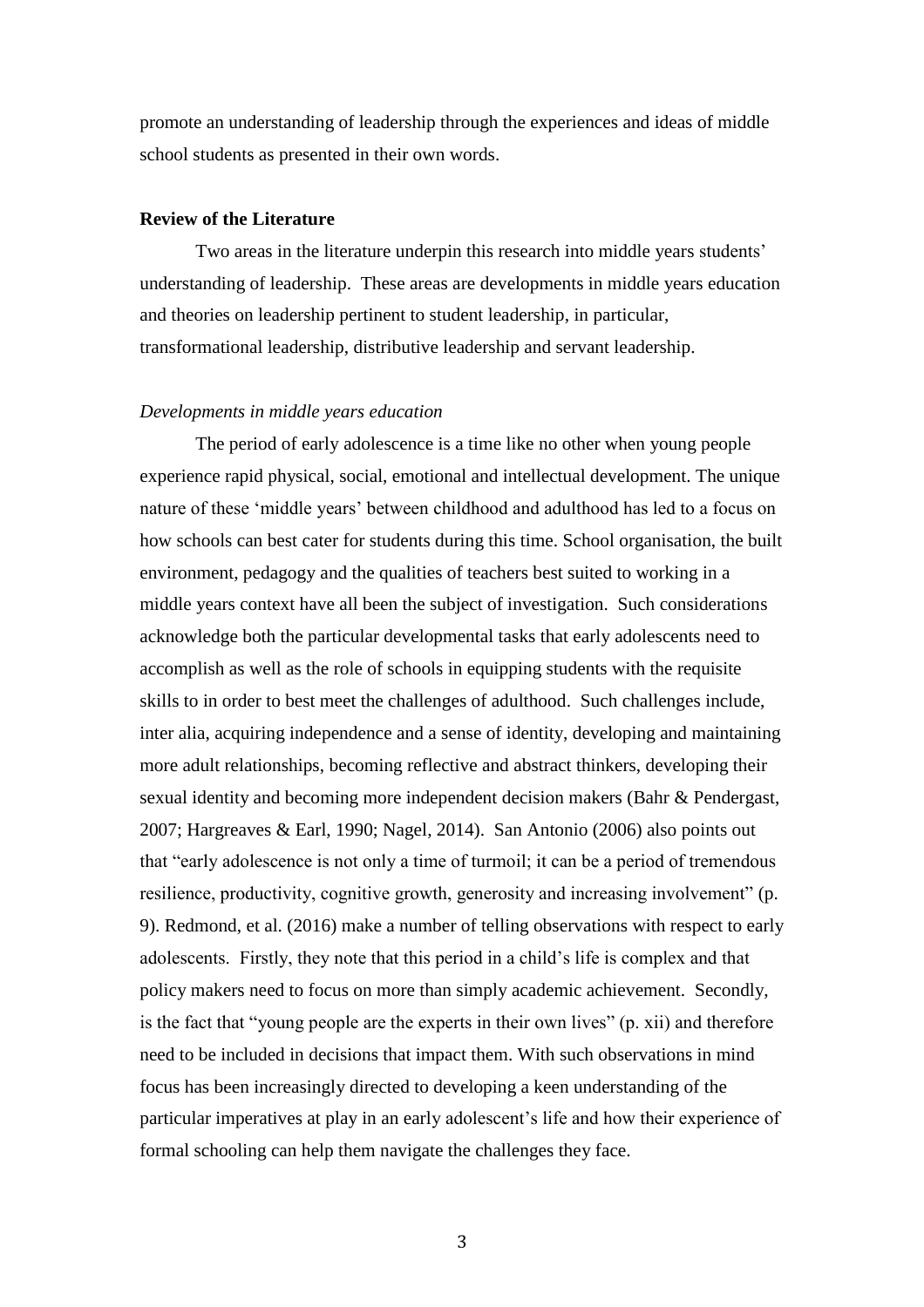promote an understanding of leadership through the experiences and ideas of middle school students as presented in their own words.

## Review of the Literature

Two areas in the literature underpin this research into middle years students' understanding of leadership. These areas are developments in middle years education and theories on leadership pertinent to student leadership, in particular, transformational leadership, distributive leadership and servant leadership.

### *Developments in middle years education*

The period of early adolescence is a time like no other when young people experience rapid physical, social, emotional and intellectual development. The unique nature of these 'middle years' between childhood and adulthood has led to a focus on how schools can best cater for students during this time. School organisation, the built environment, pedagogy and the qualities of teachers best suited to working in a middle years context have all been the subject of investigation. Such considerations acknowledge both the particular developmental tasks that early adolescents need to accomplish as well as the role of schools in equipping students with the requisite skills to in order to best meet the challenges of adulthood. Such challenges include, inter alia, acquiring independence and a sense of identity, developing and maintaining more adult relationships, becoming reflective and abstract thinkers, developing their sexual identity and becoming more independent decision makers (Bahr & Pendergast, 2007; Hargreaves & Earl, 1990; Nagel, 2014). San Antonio (2006) also points out that "early adolescence is not only a time of turmoil; it can be a period of tremendous resilience, productivity, cognitive growth, generosity and increasing involvement" (p. 9). Redmond, et al. (2016) make a number of telling observations with respect to early adolescents. Firstly, they note that this period in a child's life is complex and that policy makers need to focus on more than simply academic achievement. Secondly, is the fact that "young people are the experts in their own lives" (p. xii) and therefore need to be included in decisions that impact them. With such observations in mind focus has been increasingly directed to developing a keen understanding of the particular imperatives at play in an early adolescent's life and how their experience of formal schooling can help them navigate the challenges they face.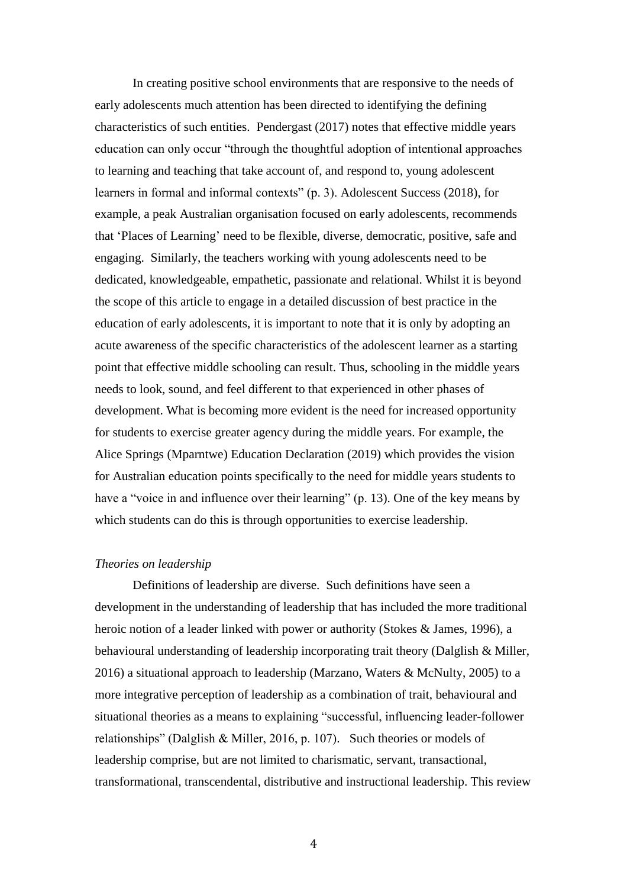In creating positive school environments that are responsive to the needs of early adolescents much attention has been directed to identifying the defining characteristics of such entities. Pendergast (2017) notes that effective middle years education can only occur "through the thoughtful adoption of intentional approaches to learning and teaching that take account of, and respond to, young adolescent learners in formal and informal contexts" (p. 3). Adolescent Success (2018), for example, a peak Australian organisation focused on early adolescents, recommends that 'Places of Learning' need to be flexible, diverse, democratic, positive, safe and engaging. Similarly, the teachers working with young adolescents need to be dedicated, knowledgeable, empathetic, passionate and relational. Whilst it is beyond the scope of this article to engage in a detailed discussion of best practice in the education of early adolescents, it is important to note that it is only by adopting an acute awareness of the specific characteristics of the adolescent learner as a starting point that effective middle schooling can result. Thus, schooling in the middle years needs to look, sound, and feel different to that experienced in other phases of development. What is becoming more evident is the need for increased opportunity for students to exercise greater agency during the middle years. For example, the Alice Springs (Mparntwe) Education Declaration (2019) which provides the vision for Australian education points specifically to the need for middle years students to have a "voice in and influence over their learning" (p. 13). One of the key means by which students can do this is through opportunities to exercise leadership.

*Theories on leadership*

Definitions of leadership are diverse. Such definitions have seen a development in the understanding of leadership that has included the more traditional heroic notion of a leader linked with power or authority (Stokes & James, 1996), a behavioural understanding of leadership incorporating trait theory (Dalglish & Miller, 2016) a situational approach to leadership (Marzano, Waters & McNulty, 2005) to a more integrative perception of leadership as a combination of trait, behavioural and situational theories as a means to explaining "successful, influencing leader-follower relationships" (Dalglish & Miller, 2016, p. 107). Such theories or models of leadership comprise, but are not limited to charismatic, servant, transactional, transformational, transcendental, distributive and instructional leadership. This review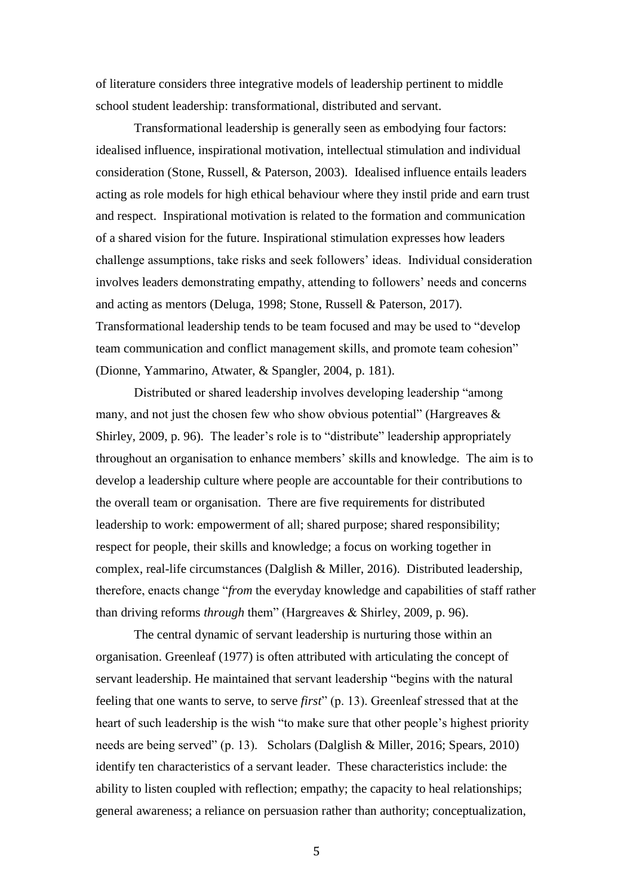of literature considers three integrative models of leadership pertinent to middle school student leadership: transformational, distributed and servant.

Transformational leadership is generally seen as embodying four factors: idealised influence, inspirational motivation, intellectual stimulation and individual consideration (Stone, Russell, & Paterson, 2003). Idealised influence entails leaders acting as role models for high ethical behaviour where they instil pride and earn trust and respect. Inspirational motivation is related to the formation and communication of a shared vision for the future. Inspirational stimulation expresses how leaders challenge assumptions, take risks and seek followers' ideas. Individual consideration involves leaders demonstrating empathy, attending to followers' needs and concerns and acting as mentors (Deluga, 1998; Stone, Russell & Paterson, 2017). Transformational leadership tends to be team focused and may be used to "develop team communication and conflict management skills, and promote team cohesion" (Dionne, Yammarino, Atwater, & Spangler, 2004, p. 181).

Distributed or shared leadership involves developing leadership "among many, and not just the chosen few who show obvious potential" (Hargreaves & Shirley, 2009, p. 96). The leader's role is to "distribute" leadership appropriately throughout an organisation to enhance members' skills and knowledge. The aim is to develop a leadership culture where people are accountable for their contributions to the overall team or organisation. There are five requirements for distributed leadership to work: empowerment of all; shared purpose; shared responsibility; respect for people, their skills and knowledge; a focus on working together in complex, real-life circumstances (Dalglish & Miller, 2016). Distributed leadership, therefore, enacts change "*from* the everyday knowledge and capabilities of staff rather than driving reforms *through* them" (Hargreaves & Shirley, 2009, p. 96).

The central dynamic of servant leadership is nurturing those within an organisation. Greenleaf (1977) is often attributed with articulating the concept of servant leadership. He maintained that servant leadership "begins with the natural feeling that one wants to serve, to serve *first*" (p. 13). Greenleaf stressed that at the heart of such leadership is the wish "to make sure that other people's highest priority needs are being served" (p. 13). Scholars (Dalglish & Miller, 2016; Spears, 2010) identify ten characteristics of a servant leader. These characteristics include: the ability to listen coupled with reflection; empathy; the capacity to heal relationships; general awareness; a reliance on persuasion rather than authority; conceptualization,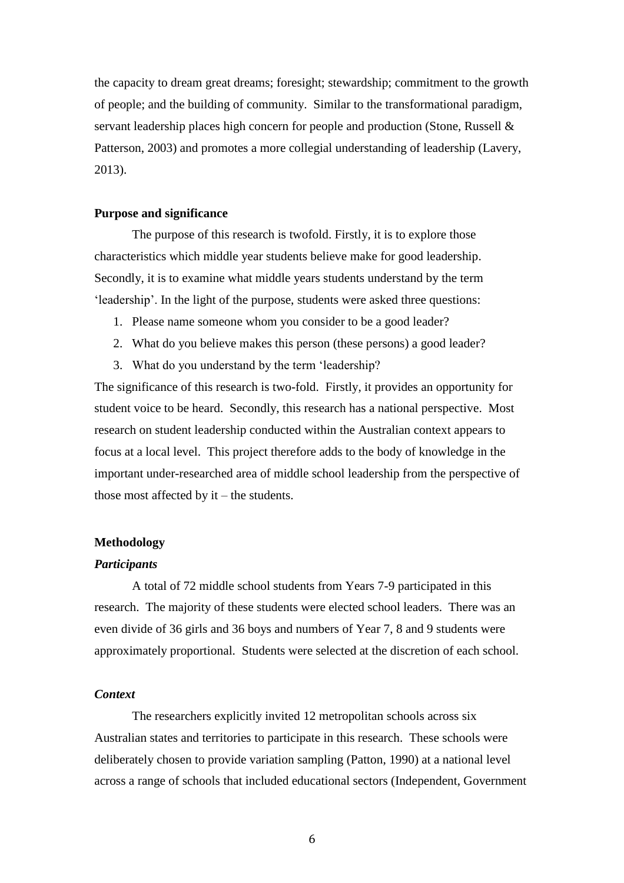the capacity to dream great dreams; foresight; stewardship; commitment to the growth of people; and the building of community. Similar to the transformational paradigm, servant leadership places high concern for people and production (Stone, Russell & Patterson, 2003) and promotes a more collegial understanding of leadership (Lavery, 2013).

### Purpose and significance

The purpose of this research is twofold. Firstly, it is to explore those characteristics which middle year students believe make for good leadership. Secondly, it is to examine what middle years students understand by the term 'leadership'. In the light of the purpose, students were asked three questions:

1. Please name someone whom you consider to be a good leader?
2. What do you believe makes this person (these persons) a good leader?
3. What do you understand by the term 'leadership?

The significance of this research is two-fold. Firstly, it provides an opportunity for student voice to be heard. Secondly, this research has a national perspective. Most research on student leadership conducted within the Australian context appears to focus at a local level. This project therefore adds to the body of knowledge in the important under-researched area of middle school leadership from the perspective of those most affected by it – the students.

### Methodology

#### *Participants*

A total of 72 middle school students from Years 7-9 participated in this research. The majority of these students were elected school leaders. There was an even divide of 36 girls and 36 boys and numbers of Year 7, 8 and 9 students were approximately proportional. Students were selected at the discretion of each school.

#### *Context*

The researchers explicitly invited 12 metropolitan schools across six Australian states and territories to participate in this research. These schools were deliberately chosen to provide variation sampling (Patton, 1990) at a national level across a range of schools that included educational sectors (Independent, Government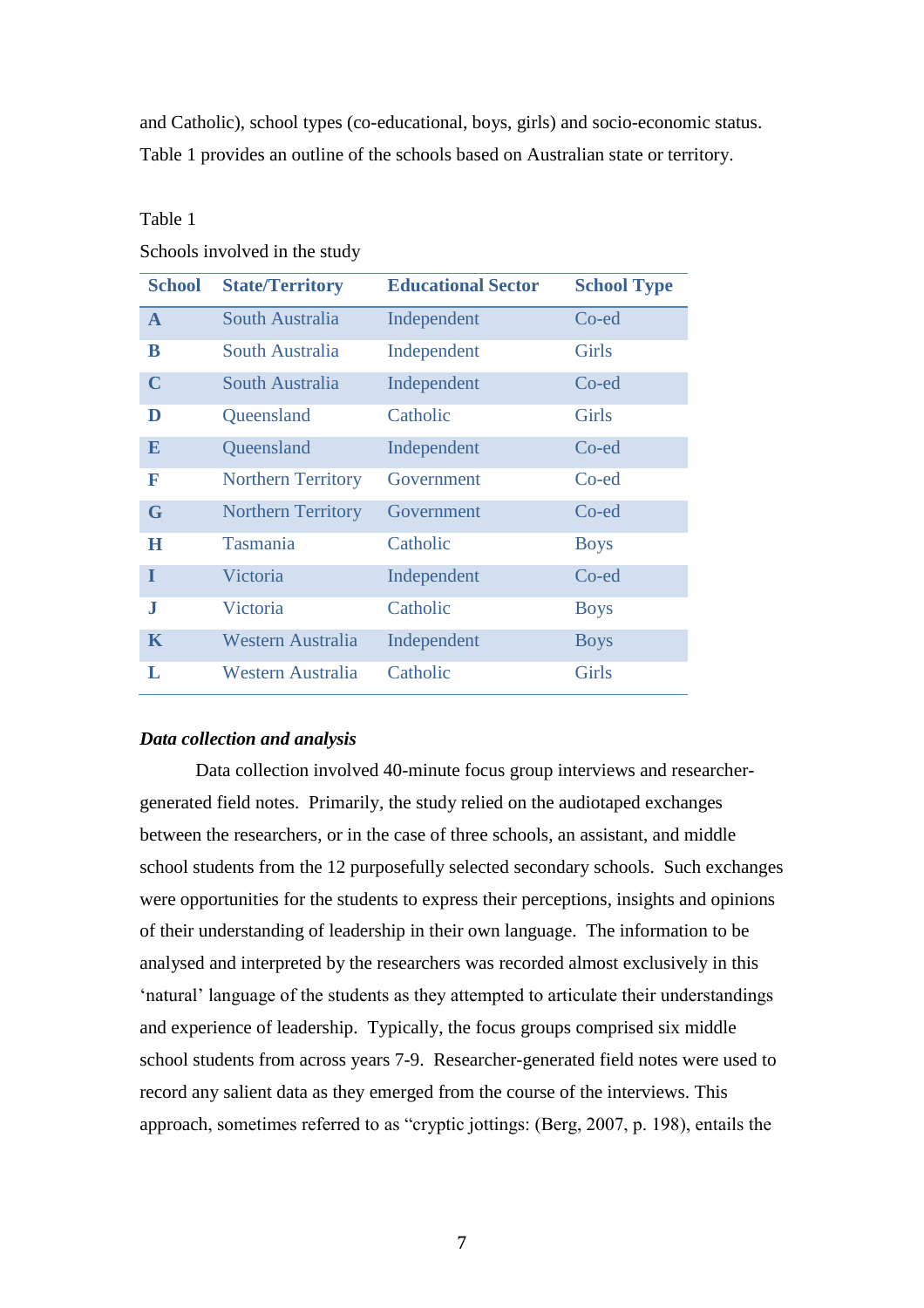and Catholic), school types (co-educational, boys, girls) and socio-economic status. Table 1 provides an outline of the schools based on Australian state or territory.

Table 1

Schools involved in the study

| School | State/Territory | Educational Sector | School Type |
|---|---|---|---|
| **A** | South Australia | Independent | Co-ed |
| **B** | South Australia | Independent | Girls |
| **C** | South Australia | Independent | Co-ed |
| **D** | Queensland | Catholic | Girls |
| **E** | Queensland | Independent | Co-ed |
| **F** | Northern Territory | Government | Co-ed |
| **G** | Northern Territory | Government | Co-ed |
| **H** | Tasmania | Catholic | Boys |
| **I** | Victoria | Independent | Co-ed |
| **J** | Victoria | Catholic | Boys |
| **K** | Western Australia | Independent | Boys |
| **L** | Western Australia | Catholic | Girls |

***Data collection and analysis***

Data collection involved 40-minute focus group interviews and researcher-generated field notes. Primarily, the study relied on the audiotaped exchanges between the researchers, or in the case of three schools, an assistant, and middle school students from the 12 purposefully selected secondary schools. Such exchanges were opportunities for the students to express their perceptions, insights and opinions of their understanding of leadership in their own language. The information to be analysed and interpreted by the researchers was recorded almost exclusively in this 'natural' language of the students as they attempted to articulate their understandings and experience of leadership. Typically, the focus groups comprised six middle school students from across years 7-9. Researcher-generated field notes were used to record any salient data as they emerged from the course of the interviews. This approach, sometimes referred to as "cryptic jottings: (Berg, 2007, p. 198), entails the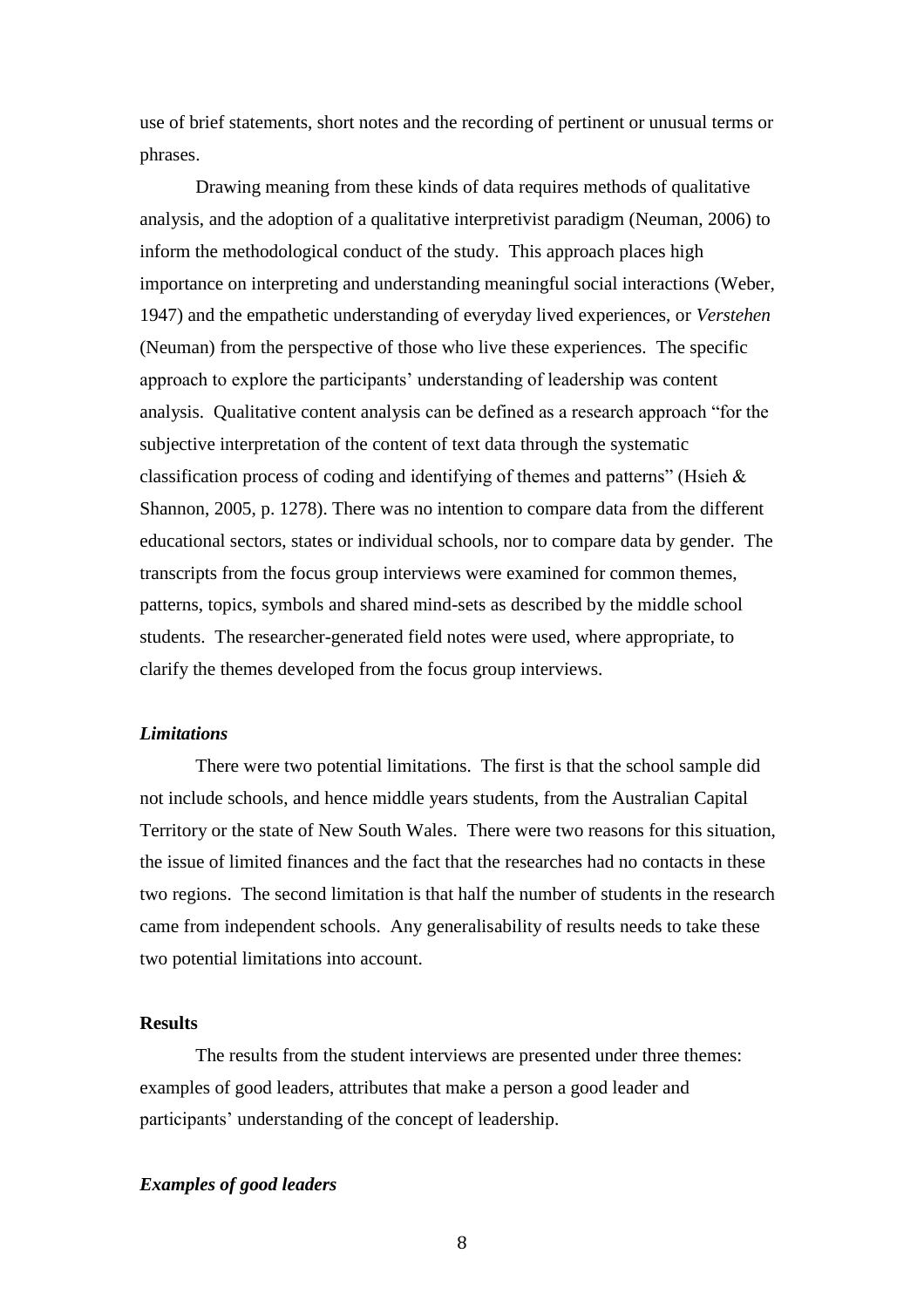use of brief statements, short notes and the recording of pertinent or unusual terms or phrases.

Drawing meaning from these kinds of data requires methods of qualitative analysis, and the adoption of a qualitative interpretivist paradigm (Neuman, 2006) to inform the methodological conduct of the study. This approach places high importance on interpreting and understanding meaningful social interactions (Weber, 1947) and the empathetic understanding of everyday lived experiences, or *Verstehen* (Neuman) from the perspective of those who live these experiences. The specific approach to explore the participants' understanding of leadership was content analysis. Qualitative content analysis can be defined as a research approach "for the subjective interpretation of the content of text data through the systematic classification process of coding and identifying of themes and patterns" (Hsieh & Shannon, 2005, p. 1278). There was no intention to compare data from the different educational sectors, states or individual schools, nor to compare data by gender. The transcripts from the focus group interviews were examined for common themes, patterns, topics, symbols and shared mind-sets as described by the middle school students. The researcher-generated field notes were used, where appropriate, to clarify the themes developed from the focus group interviews.

### *Limitations*

There were two potential limitations. The first is that the school sample did not include schools, and hence middle years students, from the Australian Capital Territory or the state of New South Wales. There were two reasons for this situation, the issue of limited finances and the fact that the researches had no contacts in these two regions. The second limitation is that half the number of students in the research came from independent schools. Any generalisability of results needs to take these two potential limitations into account.

## Results

The results from the student interviews are presented under three themes: examples of good leaders, attributes that make a person a good leader and participants' understanding of the concept of leadership.

### *Examples of good leaders*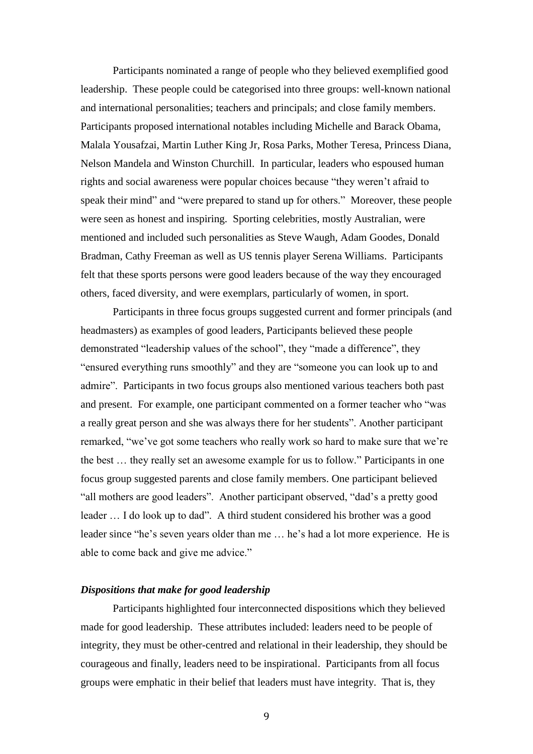Participants nominated a range of people who they believed exemplified good leadership. These people could be categorised into three groups: well-known national and international personalities; teachers and principals; and close family members. Participants proposed international notables including Michelle and Barack Obama, Malala Yousafzai, Martin Luther King Jr, Rosa Parks, Mother Teresa, Princess Diana, Nelson Mandela and Winston Churchill. In particular, leaders who espoused human rights and social awareness were popular choices because "they weren't afraid to speak their mind" and "were prepared to stand up for others." Moreover, these people were seen as honest and inspiring. Sporting celebrities, mostly Australian, were mentioned and included such personalities as Steve Waugh, Adam Goodes, Donald Bradman, Cathy Freeman as well as US tennis player Serena Williams. Participants felt that these sports persons were good leaders because of the way they encouraged others, faced diversity, and were exemplars, particularly of women, in sport.

Participants in three focus groups suggested current and former principals (and headmasters) as examples of good leaders, Participants believed these people demonstrated "leadership values of the school", they "made a difference", they "ensured everything runs smoothly" and they are "someone you can look up to and admire". Participants in two focus groups also mentioned various teachers both past and present. For example, one participant commented on a former teacher who "was a really great person and she was always there for her students". Another participant remarked, "we've got some teachers who really work so hard to make sure that we're the best … they really set an awesome example for us to follow." Participants in one focus group suggested parents and close family members. One participant believed "all mothers are good leaders". Another participant observed, "dad's a pretty good leader … I do look up to dad". A third student considered his brother was a good leader since "he's seven years older than me … he's had a lot more experience. He is able to come back and give me advice."

### *Dispositions that make for good leadership*

Participants highlighted four interconnected dispositions which they believed made for good leadership. These attributes included: leaders need to be people of integrity, they must be other-centred and relational in their leadership, they should be courageous and finally, leaders need to be inspirational. Participants from all focus groups were emphatic in their belief that leaders must have integrity. That is, they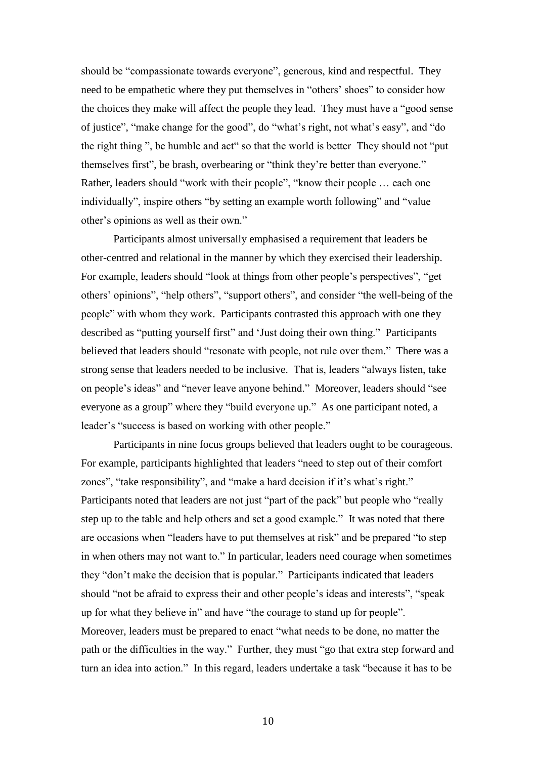should be "compassionate towards everyone", generous, kind and respectful. They need to be empathetic where they put themselves in "others' shoes" to consider how the choices they make will affect the people they lead. They must have a "good sense of justice", "make change for the good", do "what's right, not what's easy", and "do the right thing ", be humble and act" so that the world is better They should not "put themselves first", be brash, overbearing or "think they're better than everyone." Rather, leaders should "work with their people", "know their people … each one individually", inspire others "by setting an example worth following" and "value other's opinions as well as their own."

Participants almost universally emphasised a requirement that leaders be other-centred and relational in the manner by which they exercised their leadership. For example, leaders should "look at things from other people's perspectives", "get others' opinions", "help others", "support others", and consider "the well-being of the people" with whom they work. Participants contrasted this approach with one they described as "putting yourself first" and 'Just doing their own thing." Participants believed that leaders should "resonate with people, not rule over them." There was a strong sense that leaders needed to be inclusive. That is, leaders "always listen, take on people's ideas" and "never leave anyone behind." Moreover, leaders should "see everyone as a group" where they "build everyone up." As one participant noted, a leader's "success is based on working with other people."

Participants in nine focus groups believed that leaders ought to be courageous. For example, participants highlighted that leaders "need to step out of their comfort zones", "take responsibility", and "make a hard decision if it's what's right." Participants noted that leaders are not just "part of the pack" but people who "really step up to the table and help others and set a good example." It was noted that there are occasions when "leaders have to put themselves at risk" and be prepared "to step in when others may not want to." In particular, leaders need courage when sometimes they "don't make the decision that is popular." Participants indicated that leaders should "not be afraid to express their and other people's ideas and interests", "speak up for what they believe in" and have "the courage to stand up for people". Moreover, leaders must be prepared to enact "what needs to be done, no matter the path or the difficulties in the way." Further, they must "go that extra step forward and turn an idea into action." In this regard, leaders undertake a task "because it has to be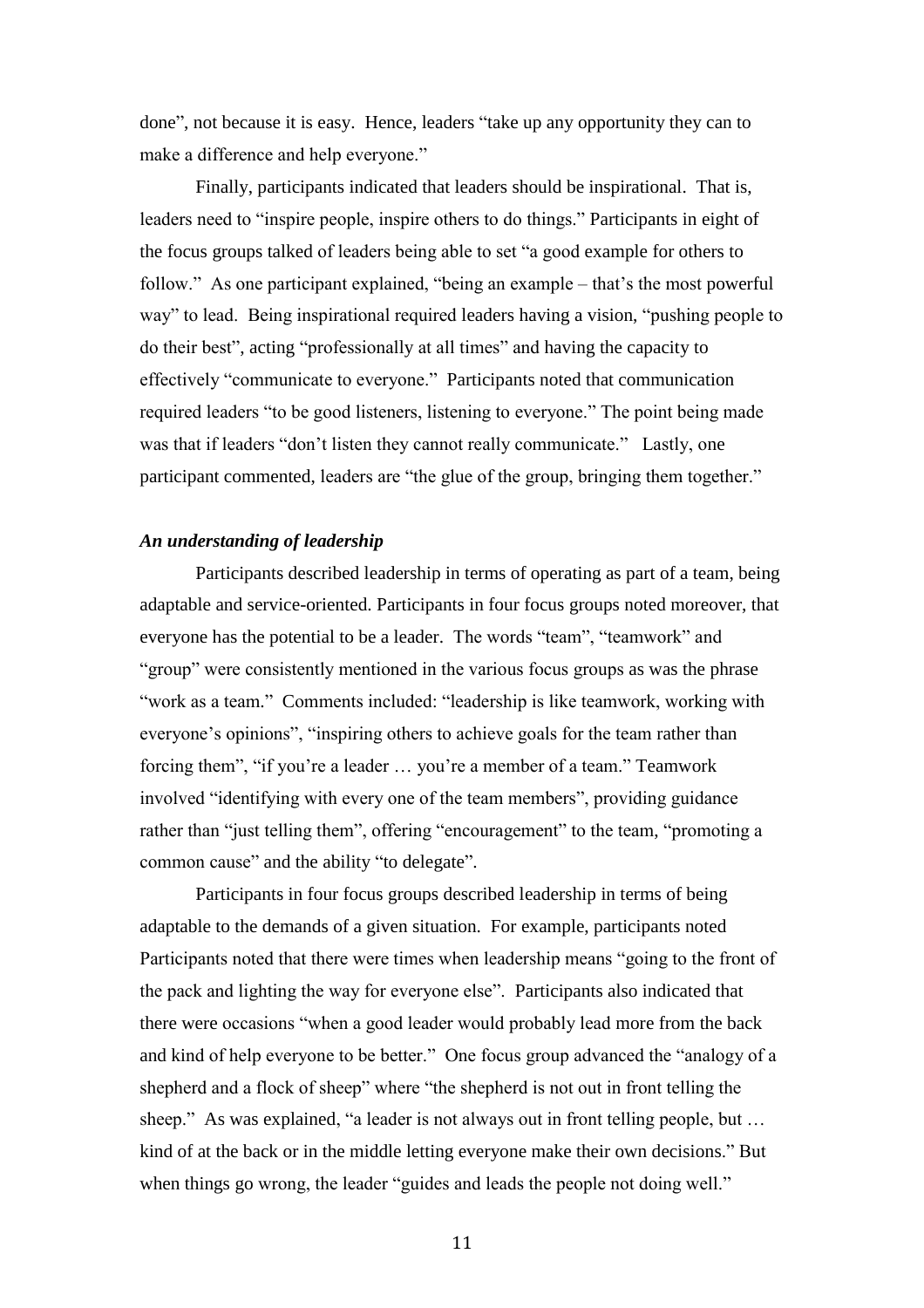done", not because it is easy. Hence, leaders "take up any opportunity they can to make a difference and help everyone."

Finally, participants indicated that leaders should be inspirational. That is, leaders need to "inspire people, inspire others to do things." Participants in eight of the focus groups talked of leaders being able to set "a good example for others to follow." As one participant explained, "being an example – that's the most powerful way" to lead. Being inspirational required leaders having a vision, "pushing people to do their best", acting "professionally at all times" and having the capacity to effectively "communicate to everyone." Participants noted that communication required leaders "to be good listeners, listening to everyone." The point being made was that if leaders "don't listen they cannot really communicate." Lastly, one participant commented, leaders are "the glue of the group, bringing them together."

### *An understanding of leadership*

Participants described leadership in terms of operating as part of a team, being adaptable and service-oriented. Participants in four focus groups noted moreover, that everyone has the potential to be a leader. The words "team", "teamwork" and "group" were consistently mentioned in the various focus groups as was the phrase "work as a team." Comments included: "leadership is like teamwork, working with everyone's opinions", "inspiring others to achieve goals for the team rather than forcing them", "if you're a leader … you're a member of a team." Teamwork involved "identifying with every one of the team members", providing guidance rather than "just telling them", offering "encouragement" to the team, "promoting a common cause" and the ability "to delegate".

Participants in four focus groups described leadership in terms of being adaptable to the demands of a given situation. For example, participants noted Participants noted that there were times when leadership means "going to the front of the pack and lighting the way for everyone else". Participants also indicated that there were occasions "when a good leader would probably lead more from the back and kind of help everyone to be better." One focus group advanced the "analogy of a shepherd and a flock of sheep" where "the shepherd is not out in front telling the sheep." As was explained, "a leader is not always out in front telling people, but … kind of at the back or in the middle letting everyone make their own decisions." But when things go wrong, the leader "guides and leads the people not doing well."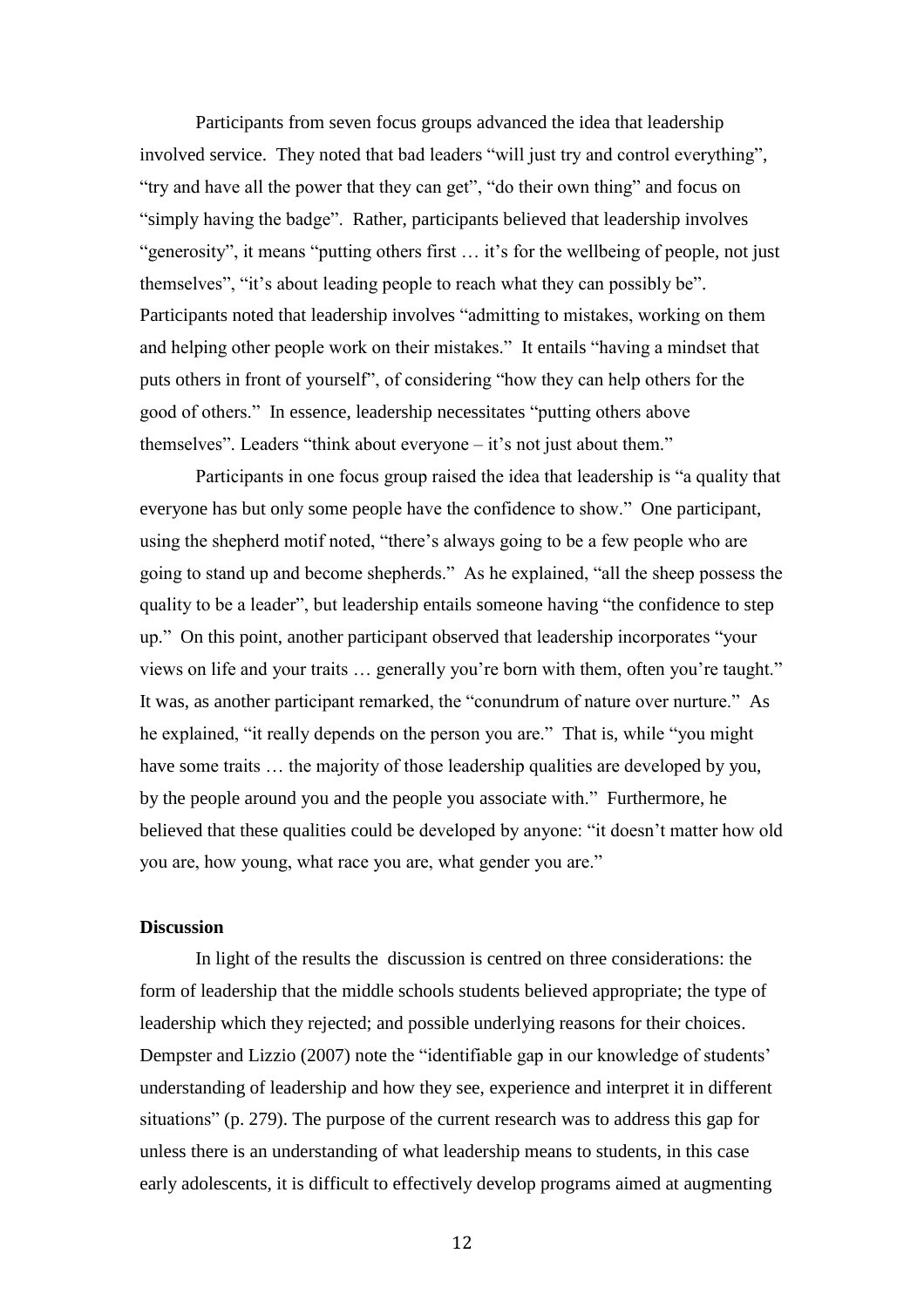Participants from seven focus groups advanced the idea that leadership involved service. They noted that bad leaders "will just try and control everything", "try and have all the power that they can get", "do their own thing" and focus on "simply having the badge". Rather, participants believed that leadership involves "generosity", it means "putting others first … it's for the wellbeing of people, not just themselves", "it's about leading people to reach what they can possibly be". Participants noted that leadership involves "admitting to mistakes, working on them and helping other people work on their mistakes." It entails "having a mindset that puts others in front of yourself", of considering "how they can help others for the good of others." In essence, leadership necessitates "putting others above themselves". Leaders "think about everyone – it's not just about them."

Participants in one focus group raised the idea that leadership is "a quality that everyone has but only some people have the confidence to show." One participant, using the shepherd motif noted, "there's always going to be a few people who are going to stand up and become shepherds." As he explained, "all the sheep possess the quality to be a leader", but leadership entails someone having "the confidence to step up." On this point, another participant observed that leadership incorporates "your views on life and your traits … generally you're born with them, often you're taught." It was, as another participant remarked, the "conundrum of nature over nurture." As he explained, "it really depends on the person you are." That is, while "you might have some traits … the majority of those leadership qualities are developed by you, by the people around you and the people you associate with." Furthermore, he believed that these qualities could be developed by anyone: "it doesn't matter how old you are, how young, what race you are, what gender you are."

## Discussion

In light of the results the discussion is centred on three considerations: the form of leadership that the middle schools students believed appropriate; the type of leadership which they rejected; and possible underlying reasons for their choices. Dempster and Lizzio (2007) note the "identifiable gap in our knowledge of students' understanding of leadership and how they see, experience and interpret it in different situations" (p. 279). The purpose of the current research was to address this gap for unless there is an understanding of what leadership means to students, in this case early adolescents, it is difficult to effectively develop programs aimed at augmenting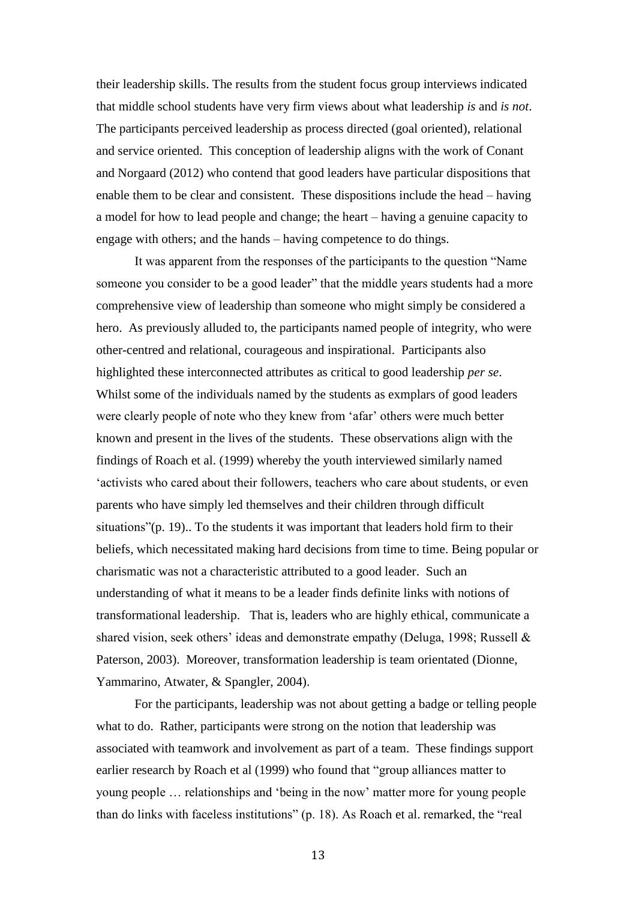their leadership skills. The results from the student focus group interviews indicated that middle school students have very firm views about what leadership *is* and *is not*. The participants perceived leadership as process directed (goal oriented), relational and service oriented. This conception of leadership aligns with the work of Conant and Norgaard (2012) who contend that good leaders have particular dispositions that enable them to be clear and consistent. These dispositions include the head – having a model for how to lead people and change; the heart – having a genuine capacity to engage with others; and the hands – having competence to do things.

It was apparent from the responses of the participants to the question "Name someone you consider to be a good leader" that the middle years students had a more comprehensive view of leadership than someone who might simply be considered a hero. As previously alluded to, the participants named people of integrity, who were other-centred and relational, courageous and inspirational. Participants also highlighted these interconnected attributes as critical to good leadership *per se*. Whilst some of the individuals named by the students as exmplars of good leaders were clearly people of note who they knew from 'afar' others were much better known and present in the lives of the students. These observations align with the findings of Roach et al. (1999) whereby the youth interviewed similarly named 'activists who cared about their followers, teachers who care about students, or even parents who have simply led themselves and their children through difficult situations"(p. 19).. To the students it was important that leaders hold firm to their beliefs, which necessitated making hard decisions from time to time. Being popular or charismatic was not a characteristic attributed to a good leader. Such an understanding of what it means to be a leader finds definite links with notions of transformational leadership. That is, leaders who are highly ethical, communicate a shared vision, seek others' ideas and demonstrate empathy (Deluga, 1998; Russell & Paterson, 2003). Moreover, transformation leadership is team orientated (Dionne, Yammarino, Atwater, & Spangler, 2004).

For the participants, leadership was not about getting a badge or telling people what to do. Rather, participants were strong on the notion that leadership was associated with teamwork and involvement as part of a team. These findings support earlier research by Roach et al (1999) who found that "group alliances matter to young people … relationships and 'being in the now' matter more for young people than do links with faceless institutions" (p. 18). As Roach et al. remarked, the "real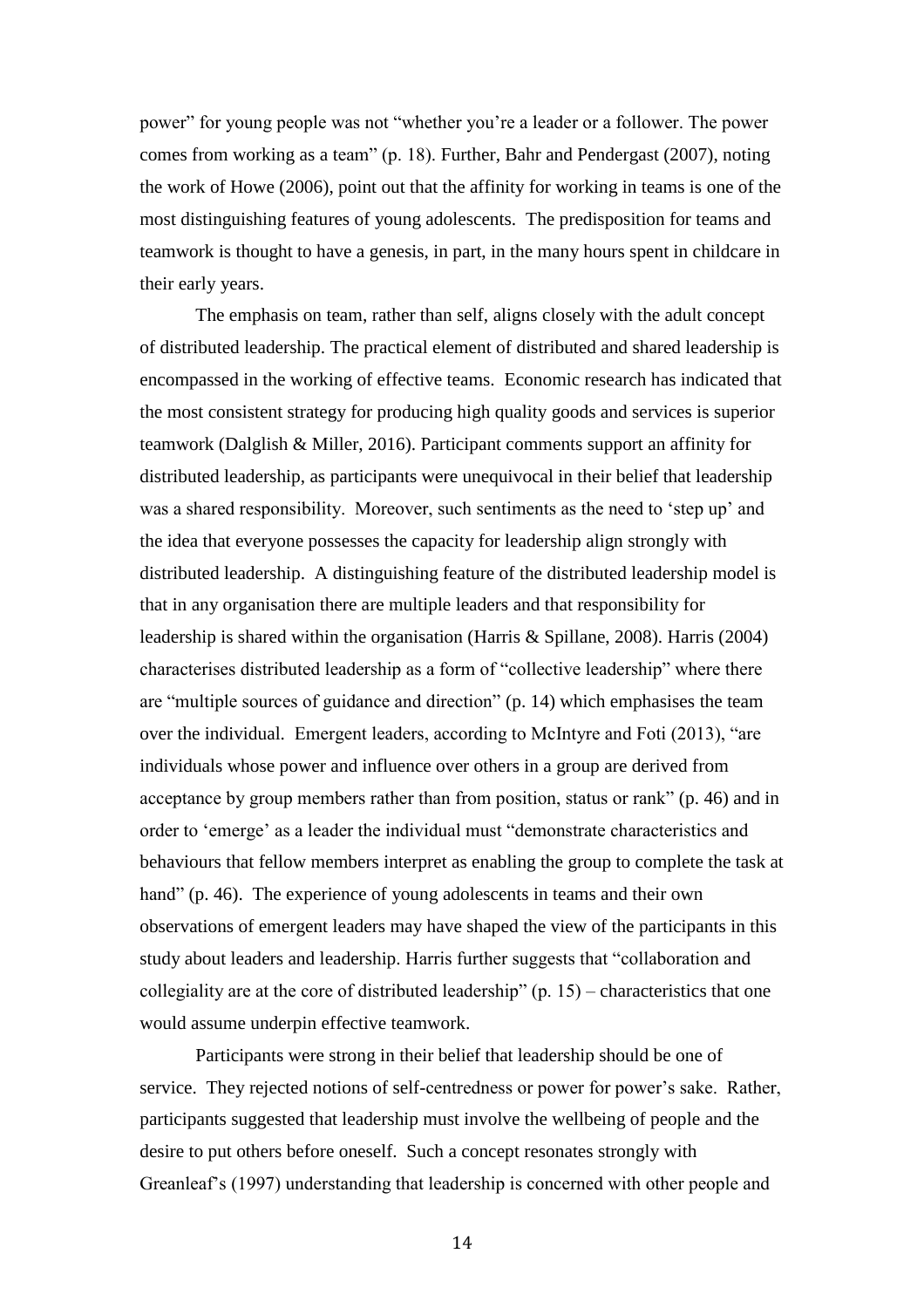power" for young people was not "whether you're a leader or a follower. The power comes from working as a team" (p. 18). Further, Bahr and Pendergast (2007), noting the work of Howe (2006), point out that the affinity for working in teams is one of the most distinguishing features of young adolescents. The predisposition for teams and teamwork is thought to have a genesis, in part, in the many hours spent in childcare in their early years.

The emphasis on team, rather than self, aligns closely with the adult concept of distributed leadership. The practical element of distributed and shared leadership is encompassed in the working of effective teams. Economic research has indicated that the most consistent strategy for producing high quality goods and services is superior teamwork (Dalglish & Miller, 2016). Participant comments support an affinity for distributed leadership, as participants were unequivocal in their belief that leadership was a shared responsibility. Moreover, such sentiments as the need to 'step up' and the idea that everyone possesses the capacity for leadership align strongly with distributed leadership. A distinguishing feature of the distributed leadership model is that in any organisation there are multiple leaders and that responsibility for leadership is shared within the organisation (Harris & Spillane, 2008). Harris (2004) characterises distributed leadership as a form of "collective leadership" where there are "multiple sources of guidance and direction" (p. 14) which emphasises the team over the individual. Emergent leaders, according to McIntyre and Foti (2013), "are individuals whose power and influence over others in a group are derived from acceptance by group members rather than from position, status or rank" (p. 46) and in order to 'emerge' as a leader the individual must "demonstrate characteristics and behaviours that fellow members interpret as enabling the group to complete the task at hand" (p. 46). The experience of young adolescents in teams and their own observations of emergent leaders may have shaped the view of the participants in this study about leaders and leadership. Harris further suggests that "collaboration and collegiality are at the core of distributed leadership" (p. 15) – characteristics that one would assume underpin effective teamwork.

Participants were strong in their belief that leadership should be one of service. They rejected notions of self-centredness or power for power's sake. Rather, participants suggested that leadership must involve the wellbeing of people and the desire to put others before oneself. Such a concept resonates strongly with Greanleaf's (1997) understanding that leadership is concerned with other people and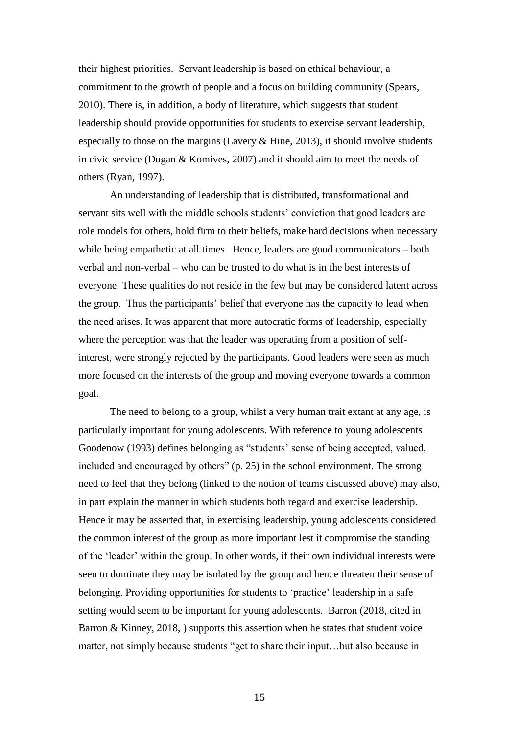their highest priorities. Servant leadership is based on ethical behaviour, a commitment to the growth of people and a focus on building community (Spears, 2010). There is, in addition, a body of literature, which suggests that student leadership should provide opportunities for students to exercise servant leadership, especially to those on the margins (Lavery & Hine, 2013), it should involve students in civic service (Dugan & Komives, 2007) and it should aim to meet the needs of others (Ryan, 1997).

An understanding of leadership that is distributed, transformational and servant sits well with the middle schools students' conviction that good leaders are role models for others, hold firm to their beliefs, make hard decisions when necessary while being empathetic at all times. Hence, leaders are good communicators – both verbal and non-verbal – who can be trusted to do what is in the best interests of everyone. These qualities do not reside in the few but may be considered latent across the group. Thus the participants' belief that everyone has the capacity to lead when the need arises. It was apparent that more autocratic forms of leadership, especially where the perception was that the leader was operating from a position of self-interest, were strongly rejected by the participants. Good leaders were seen as much more focused on the interests of the group and moving everyone towards a common goal.

The need to belong to a group, whilst a very human trait extant at any age, is particularly important for young adolescents. With reference to young adolescents Goodenow (1993) defines belonging as "students' sense of being accepted, valued, included and encouraged by others" (p. 25) in the school environment. The strong need to feel that they belong (linked to the notion of teams discussed above) may also, in part explain the manner in which students both regard and exercise leadership. Hence it may be asserted that, in exercising leadership, young adolescents considered the common interest of the group as more important lest it compromise the standing of the 'leader' within the group. In other words, if their own individual interests were seen to dominate they may be isolated by the group and hence threaten their sense of belonging. Providing opportunities for students to 'practice' leadership in a safe setting would seem to be important for young adolescents. Barron (2018, cited in Barron & Kinney, 2018, ) supports this assertion when he states that student voice matter, not simply because students "get to share their input…but also because in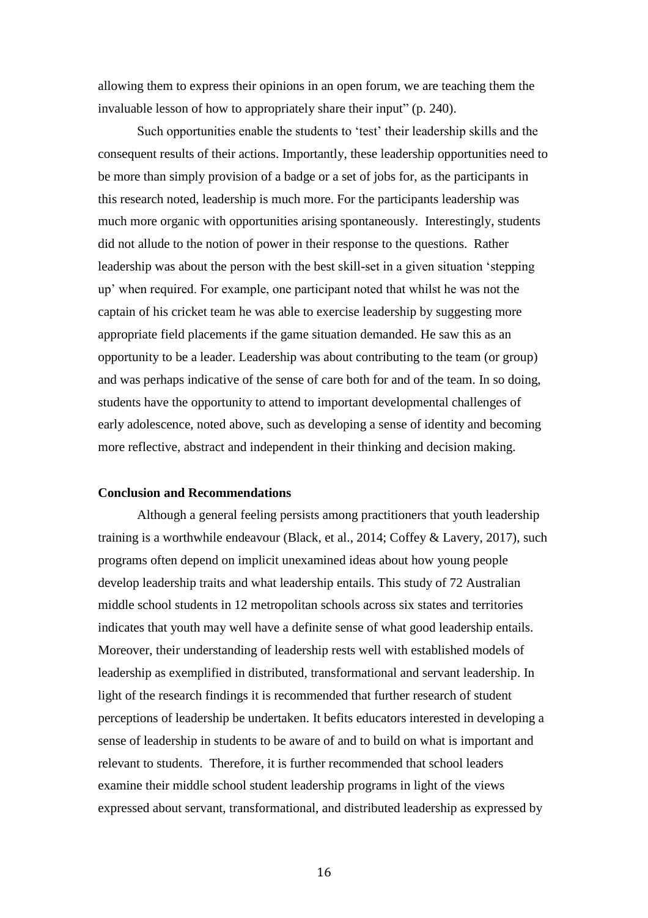allowing them to express their opinions in an open forum, we are teaching them the invaluable lesson of how to appropriately share their input" (p. 240).

Such opportunities enable the students to 'test' their leadership skills and the consequent results of their actions. Importantly, these leadership opportunities need to be more than simply provision of a badge or a set of jobs for, as the participants in this research noted, leadership is much more. For the participants leadership was much more organic with opportunities arising spontaneously. Interestingly, students did not allude to the notion of power in their response to the questions. Rather leadership was about the person with the best skill-set in a given situation 'stepping up' when required. For example, one participant noted that whilst he was not the captain of his cricket team he was able to exercise leadership by suggesting more appropriate field placements if the game situation demanded. He saw this as an opportunity to be a leader. Leadership was about contributing to the team (or group) and was perhaps indicative of the sense of care both for and of the team. In so doing, students have the opportunity to attend to important developmental challenges of early adolescence, noted above, such as developing a sense of identity and becoming more reflective, abstract and independent in their thinking and decision making.

**Conclusion and Recommendations**

Although a general feeling persists among practitioners that youth leadership training is a worthwhile endeavour (Black, et al., 2014; Coffey & Lavery, 2017), such programs often depend on implicit unexamined ideas about how young people develop leadership traits and what leadership entails. This study of 72 Australian middle school students in 12 metropolitan schools across six states and territories indicates that youth may well have a definite sense of what good leadership entails. Moreover, their understanding of leadership rests well with established models of leadership as exemplified in distributed, transformational and servant leadership. In light of the research findings it is recommended that further research of student perceptions of leadership be undertaken. It befits educators interested in developing a sense of leadership in students to be aware of and to build on what is important and relevant to students. Therefore, it is further recommended that school leaders examine their middle school student leadership programs in light of the views expressed about servant, transformational, and distributed leadership as expressed by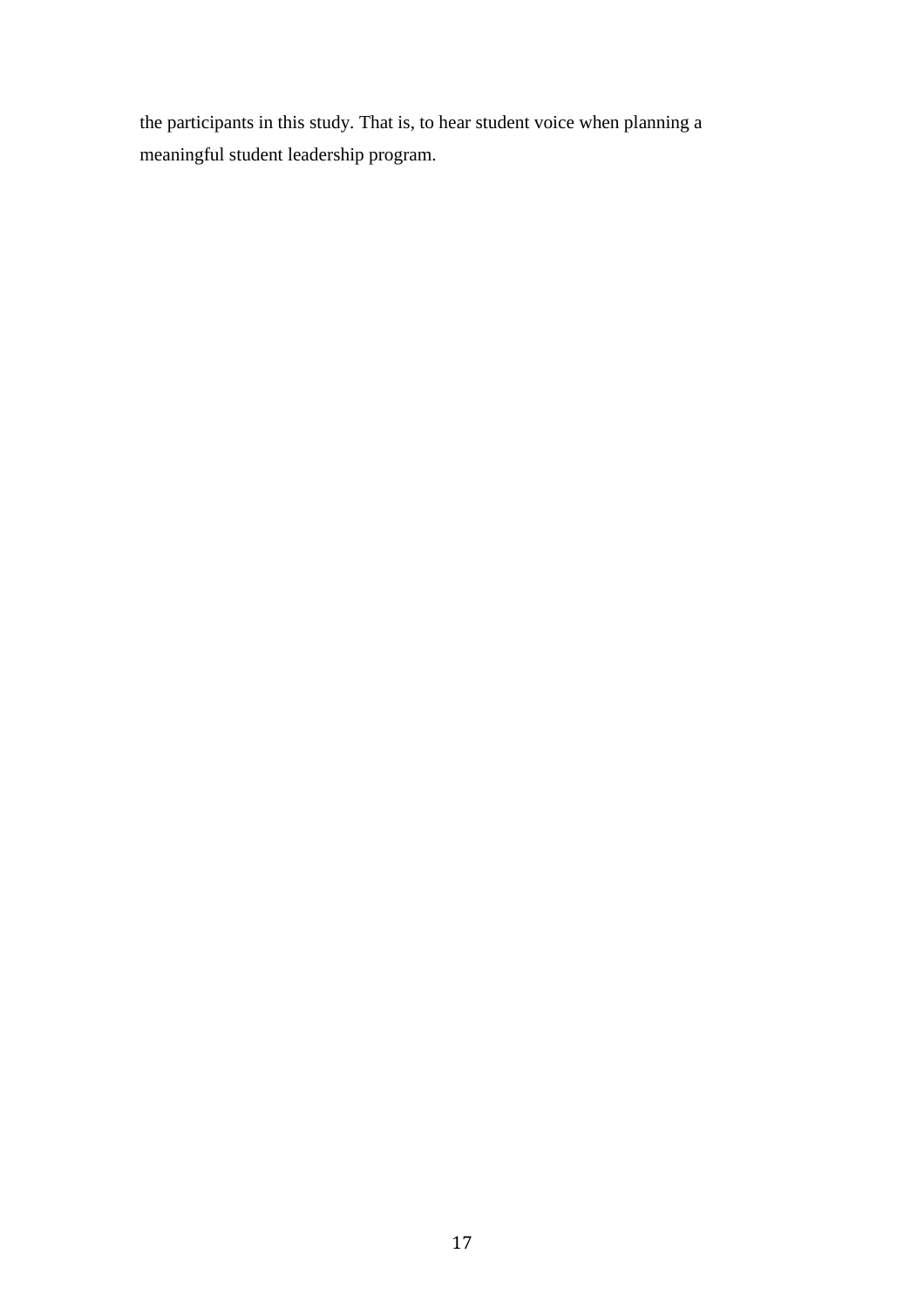the participants in this study. That is, to hear student voice when planning a meaningful student leadership program.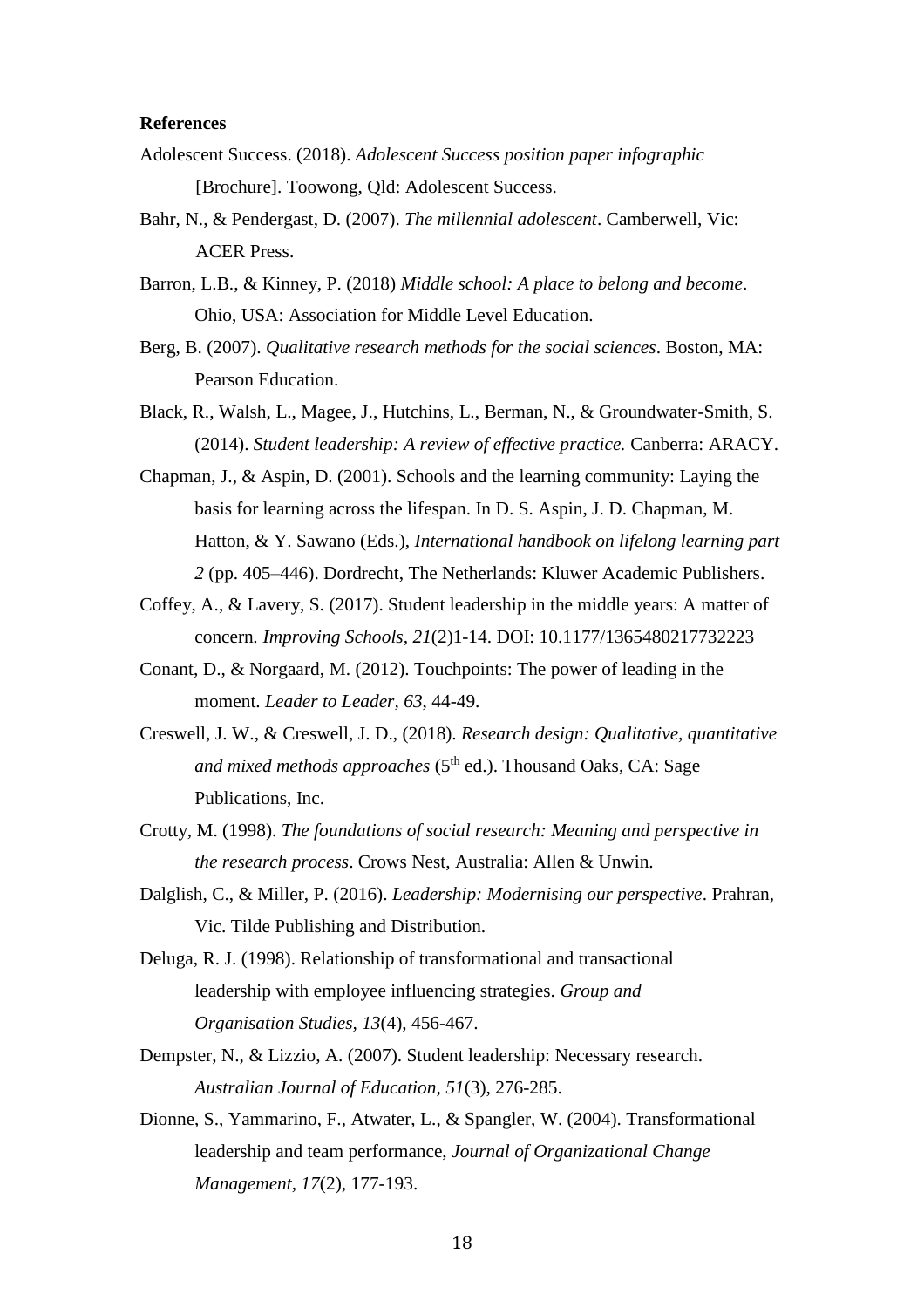**References**

Adolescent Success. (2018). *Adolescent Success position paper infographic* [Brochure]. Toowong, Qld: Adolescent Success.

Bahr, N., & Pendergast, D. (2007). *The millennial adolescent*. Camberwell, Vic: ACER Press.

Barron, L.B., & Kinney, P. (2018) *Middle school: A place to belong and become*. Ohio, USA: Association for Middle Level Education.

Berg, B. (2007). *Qualitative research methods for the social sciences*. Boston, MA: Pearson Education.

Black, R., Walsh, L., Magee, J., Hutchins, L., Berman, N., & Groundwater-Smith, S. (2014). *Student leadership: A review of effective practice.* Canberra: ARACY.

Chapman, J., & Aspin, D. (2001). Schools and the learning community: Laying the basis for learning across the lifespan. In D. S. Aspin, J. D. Chapman, M. Hatton, & Y. Sawano (Eds.), *International handbook on lifelong learning part 2* (pp. 405–446). Dordrecht, The Netherlands: Kluwer Academic Publishers.

Coffey, A., & Lavery, S. (2017). Student leadership in the middle years: A matter of concern. *Improving Schools, 21*(2)1-14. DOI: 10.1177/1365480217732223

Conant, D., & Norgaard, M. (2012). Touchpoints: The power of leading in the moment. *Leader to Leader, 63*, 44-49.

Creswell, J. W., & Creswell, J. D., (2018). *Research design: Qualitative, quantitative and mixed methods approaches* (5th ed.). Thousand Oaks, CA: Sage Publications, Inc.

Crotty, M. (1998). *The foundations of social research: Meaning and perspective in the research process*. Crows Nest, Australia: Allen & Unwin.

Dalglish, C., & Miller, P. (2016). *Leadership: Modernising our perspective*. Prahran, Vic. Tilde Publishing and Distribution.

Deluga, R. J. (1998). Relationship of transformational and transactional leadership with employee influencing strategies. *Group and Organisation Studies, 13*(4), 456-467.

Dempster, N., & Lizzio, A. (2007). Student leadership: Necessary research. *Australian Journal of Education, 51*(3), 276-285.

Dionne, S., Yammarino, F., Atwater, L., & Spangler, W. (2004). Transformational leadership and team performance, *Journal of Organizational Change Management, 17*(2), 177-193.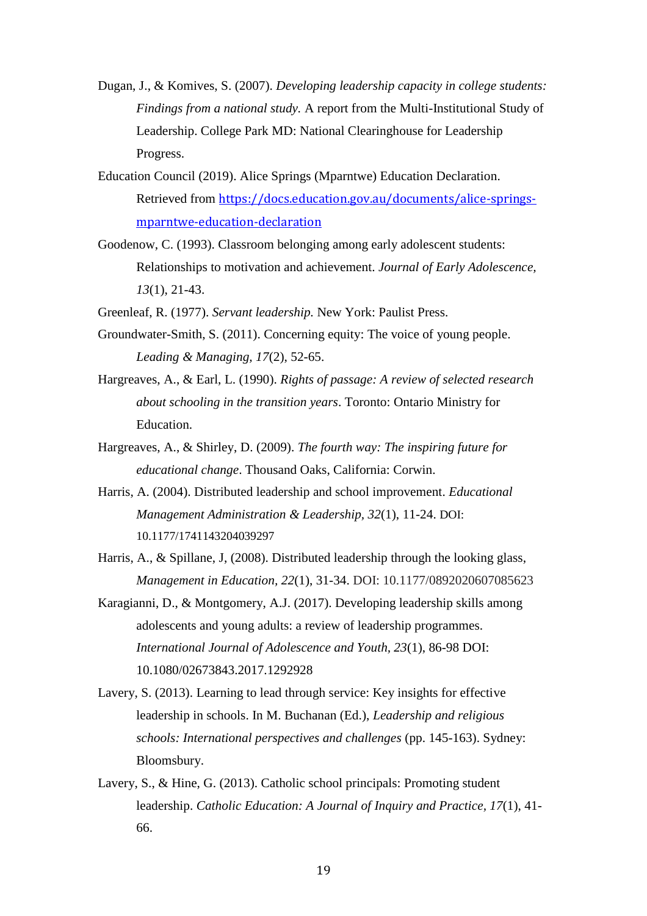Dugan, J., & Komives, S. (2007). *Developing leadership capacity in college students: Findings from a national study.* A report from the Multi-Institutional Study of Leadership. College Park MD: National Clearinghouse for Leadership Progress.

Education Council (2019). Alice Springs (Mparntwe) Education Declaration. Retrieved from [https://docs.education.gov.au/documents/alice-springs-mparntwe-education-declaration](https://docs.education.gov.au/documents/alice-springs-mparntwe-education-declaration)

Goodenow, C. (1993). Classroom belonging among early adolescent students: Relationships to motivation and achievement. *Journal of Early Adolescence, 13*(1), 21-43.

Greenleaf, R. (1977). *Servant leadership.* New York: Paulist Press.

Groundwater-Smith, S. (2011). Concerning equity: The voice of young people. *Leading & Managing, 17*(2), 52-65.

Hargreaves, A., & Earl, L. (1990). *Rights of passage: A review of selected research about schooling in the transition years*. Toronto: Ontario Ministry for Education.

Hargreaves, A., & Shirley, D. (2009). *The fourth way: The inspiring future for educational change*. Thousand Oaks, California: Corwin.

Harris, A. (2004). Distributed leadership and school improvement. *Educational Management Administration & Leadership, 32*(1), 11-24. DOI: 10.1177/1741143204039297

Harris, A., & Spillane, J, (2008). Distributed leadership through the looking glass, *Management in Education, 22*(1), 31-34. DOI: 10.1177/0892020607085623

Karagianni, D., & Montgomery, A.J. (2017). Developing leadership skills among adolescents and young adults: a review of leadership programmes. *International Journal of Adolescence and Youth, 23*(1), 86-98 DOI: 10.1080/02673843.2017.1292928

Lavery, S. (2013). Learning to lead through service: Key insights for effective leadership in schools. In M. Buchanan (Ed.), *Leadership and religious schools: International perspectives and challenges* (pp. 145-163). Sydney: Bloomsbury.

Lavery, S., & Hine, G. (2013). Catholic school principals: Promoting student leadership. *Catholic Education: A Journal of Inquiry and Practice, 17*(1), 41-66.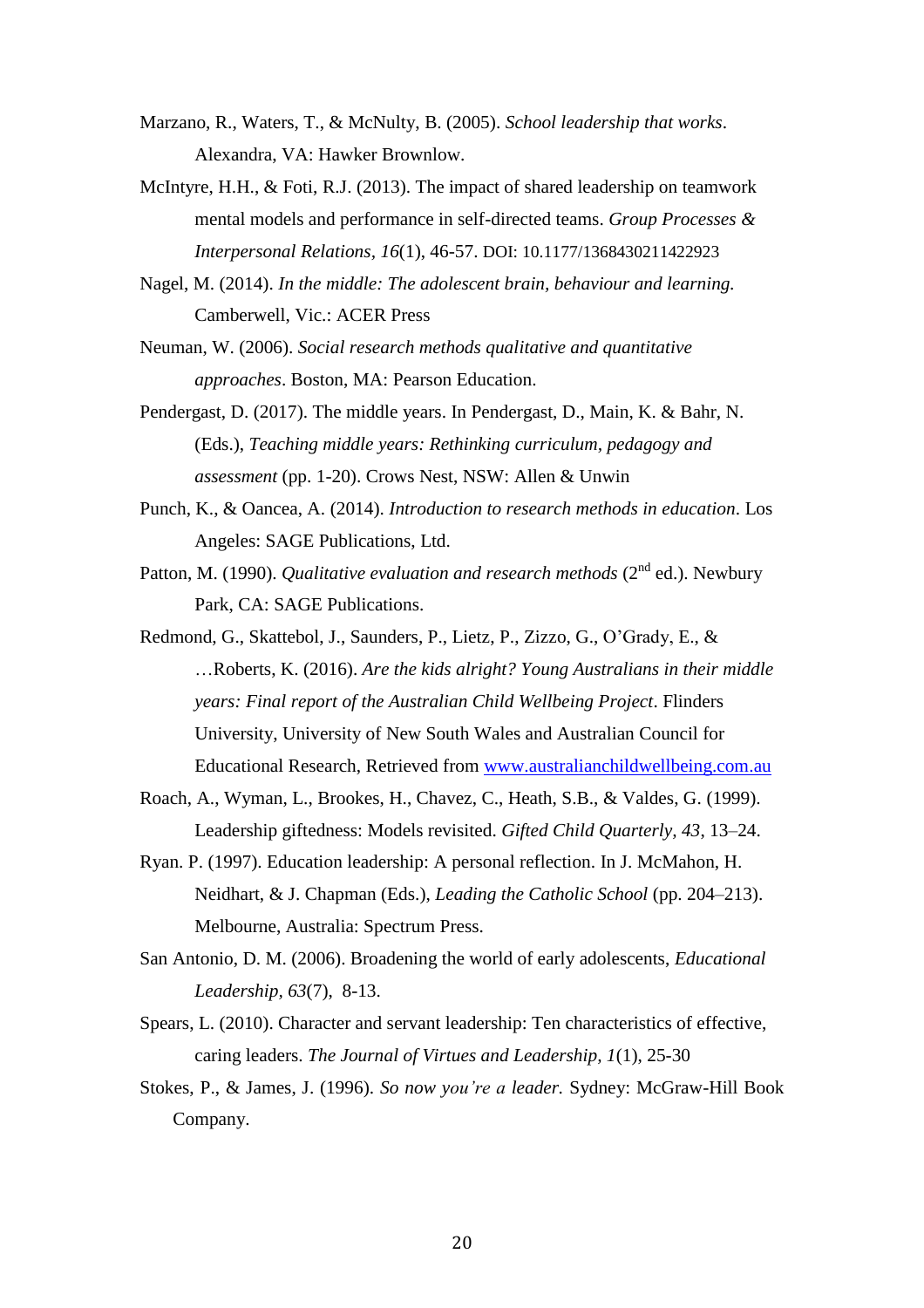Marzano, R., Waters, T., & McNulty, B. (2005). *School leadership that works*. Alexandra, VA: Hawker Brownlow.

McIntyre, H.H., & Foti, R.J. (2013). The impact of shared leadership on teamwork mental models and performance in self-directed teams. *Group Processes & Interpersonal Relations, 16*(1), 46-57. DOI: 10.1177/1368430211422923

Nagel, M. (2014). *In the middle: The adolescent brain, behaviour and learning.* Camberwell, Vic.: ACER Press

Neuman, W. (2006). *Social research methods qualitative and quantitative approaches*. Boston, MA: Pearson Education.

Pendergast, D. (2017). The middle years. In Pendergast, D., Main, K. & Bahr, N. (Eds.), *Teaching middle years: Rethinking curriculum, pedagogy and assessment* (pp. 1-20). Crows Nest, NSW: Allen & Unwin

Punch, K., & Oancea, A. (2014). *Introduction to research methods in education*. Los Angeles: SAGE Publications, Ltd.

Patton, M. (1990). *Qualitative evaluation and research methods* (2nd ed.). Newbury Park, CA: SAGE Publications.

Redmond, G., Skattebol, J., Saunders, P., Lietz, P., Zizzo, G., O'Grady, E., & …Roberts, K. (2016). *Are the kids alright? Young Australians in their middle years: Final report of the Australian Child Wellbeing Project*. Flinders University, University of New South Wales and Australian Council for Educational Research, Retrieved from [www.australianchildwellbeing.com.au](www.australianchildwellbeing.com.au)

Roach, A., Wyman, L., Brookes, H., Chavez, C., Heath, S.B., & Valdes, G. (1999). Leadership giftedness: Models revisited. *Gifted Child Quarterly, 43*, 13–24.

Ryan. P. (1997). Education leadership: A personal reflection. In J. McMahon, H. Neidhart, & J. Chapman (Eds.), *Leading the Catholic School* (pp. 204–213). Melbourne, Australia: Spectrum Press.

San Antonio, D. M. (2006). Broadening the world of early adolescents, *Educational Leadership, 63*(7), 8-13.

Spears, L. (2010). Character and servant leadership: Ten characteristics of effective, caring leaders. *The Journal of Virtues and Leadership, 1*(1), 25-30

Stokes, P., & James, J. (1996). *So now you're a leader.* Sydney: McGraw-Hill Book Company.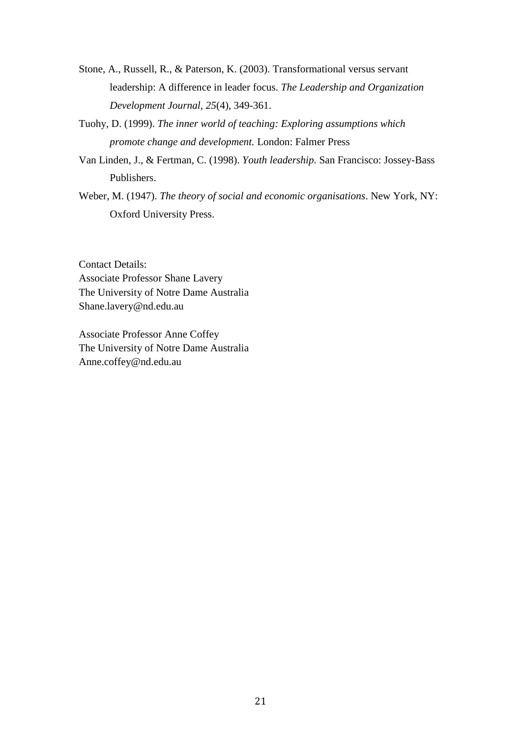Stone, A., Russell, R., & Paterson, K. (2003). Transformational versus servant leadership: A difference in leader focus. *The Leadership and Organization Development Journal*, *25*(4), 349-361.

Tuohy, D. (1999). *The inner world of teaching: Exploring assumptions which promote change and development.* London: Falmer Press

Van Linden, J., & Fertman, C. (1998). *Youth leadership.* San Francisco: Jossey-Bass Publishers.

Weber, M. (1947). *The theory of social and economic organisations*. New York, NY: Oxford University Press.

Contact Details:
Associate Professor Shane Lavery
The University of Notre Dame Australia
Shane.lavery@nd.edu.au

Associate Professor Anne Coffey
The University of Notre Dame Australia
Anne.coffey@nd.edu.au